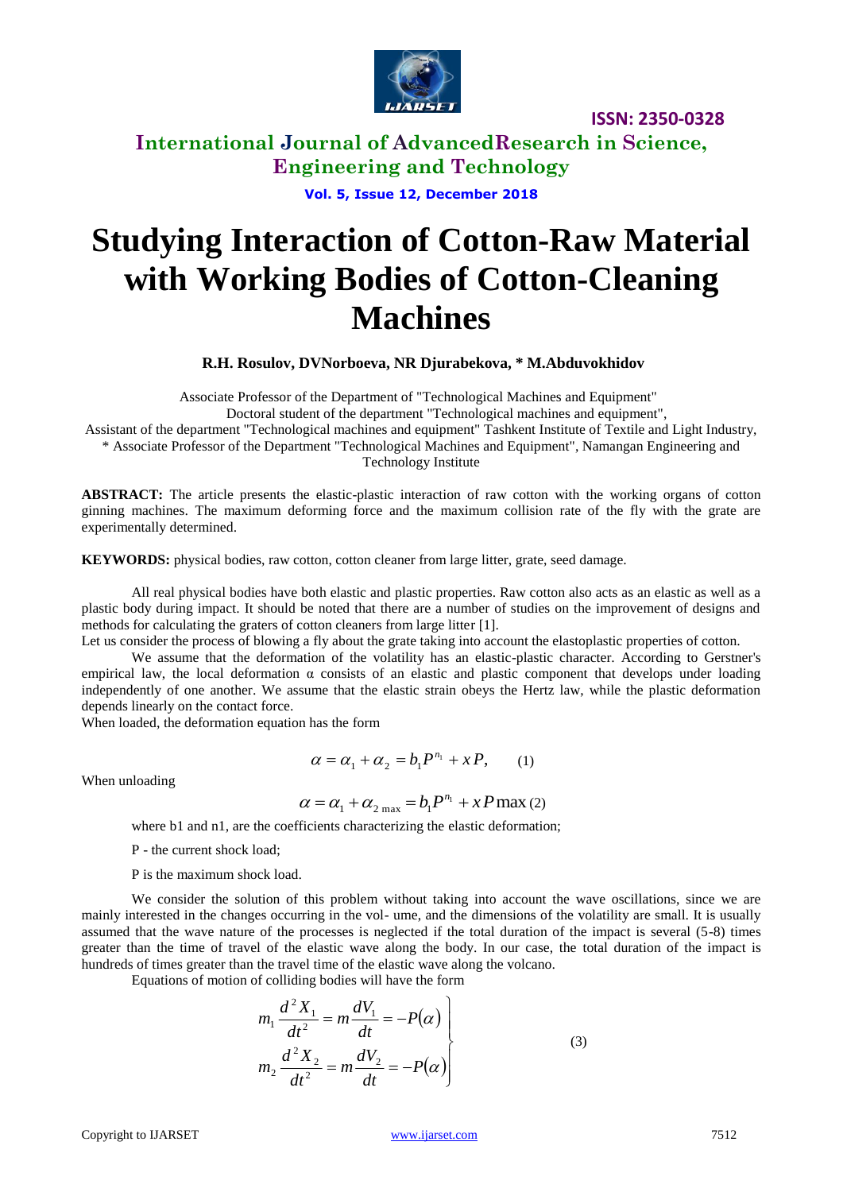# Studying Interaction of Cotton-Raw Material with Working Bodies of Cotton-Cleaning Machines

**R.H. Rosulov, DVNorboeva, NR Djurabekova, \* M.Abduvokhidov**

Associate Professor of the Department of "Technological Machines and Equipment"
Doctoral student of the department "Technological machines and equipment",
Assistant of the department "Technological machines and equipment" Tashkent Institute of Textile and Light Industry,
\* Associate Professor of the Department "Technological Machines and Equipment", Namangan Engineering and Technology Institute

**ABSTRACT:** The article presents the elastic-plastic interaction of raw cotton with the working organs of cotton ginning machines. The maximum deforming force and the maximum collision rate of the fly with the grate are experimentally determined.

**KEYWORDS:** physical bodies, raw cotton, cotton cleaner from large litter, grate, seed damage.

All real physical bodies have both elastic and plastic properties. Raw cotton also acts as an elastic as well as a plastic body during impact. It should be noted that there are a number of studies on the improvement of designs and methods for calculating the graters of cotton cleaners from large litter [1].

Let us consider the process of blowing a fly about the grate taking into account the elastoplastic properties of cotton.

We assume that the deformation of the volatility has an elastic-plastic character. According to Gerstner's empirical law, the local deformation α consists of an elastic and plastic component that develops under loading independently of one another. We assume that the elastic strain obeys the Hertz law, while the plastic deformation depends linearly on the contact force.

When loaded, the deformation equation has the form

$$\alpha = \alpha_1 + \alpha_2 = b_1 P^{n_1} + xP, \qquad (1)$$

When unloading

$$\alpha = \alpha_1 + \alpha_{2\,\max} = b_1 P^{n_1} + xP\max \quad (2)$$

where b1 and n1, are the coefficients characterizing the elastic deformation;

P - the current shock load;

P is the maximum shock load.

We consider the solution of this problem without taking into account the wave oscillations, since we are mainly interested in the changes occurring in the vol- ume, and the dimensions of the volatility are small. It is usually assumed that the wave nature of the processes is neglected if the total duration of the impact is several (5-8) times greater than the time of travel of the elastic wave along the body. In our case, the total duration of the impact is hundreds of times greater than the travel time of the elastic wave along the volcano.

Equations of motion of colliding bodies will have the form

$$\left.\begin{aligned} m_1 \frac{d^2 X_1}{dt^2} = m\frac{dV_1}{dt} = -P(\alpha) \\ m_2 \frac{d^2 X_2}{dt^2} = m\frac{dV_2}{dt} = -P(\alpha) \end{aligned}\right\} \qquad (3)$$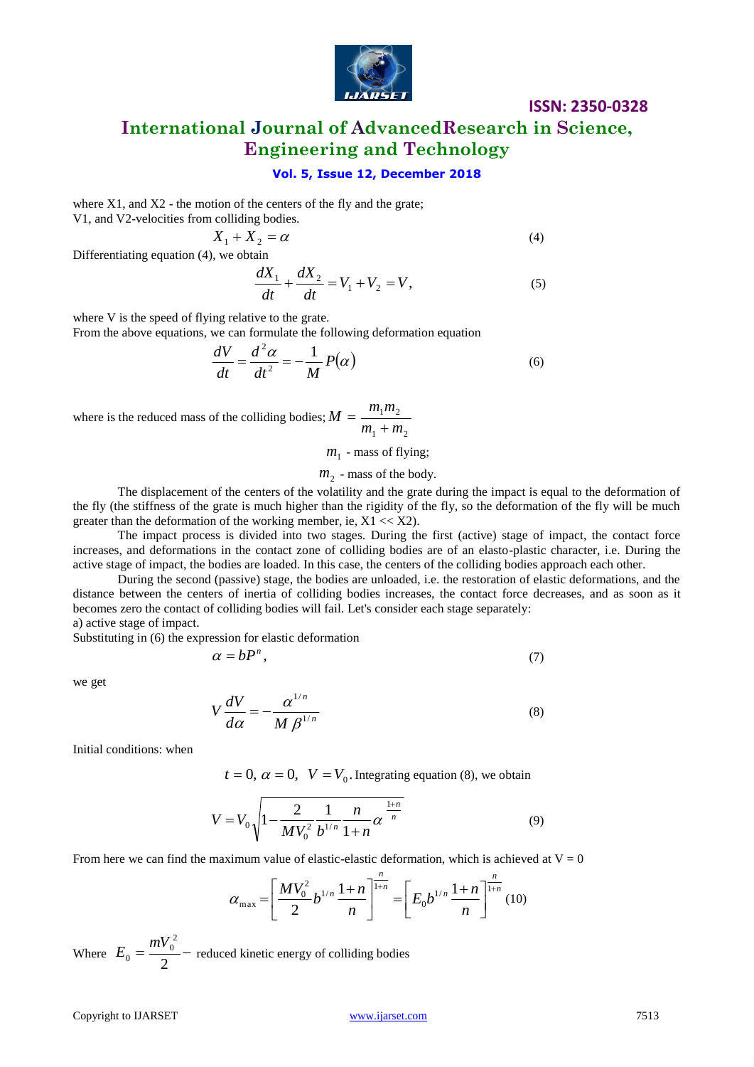where X1, and X2 - the motion of the centers of the fly and the grate;
V1, and V2-velocities from colliding bodies.

$$X_1 + X_2 = \alpha \tag{4}$$

Differentiating equation (4), we obtain

$$\frac{dX_1}{dt} + \frac{dX_2}{dt} = V_1 + V_2 = V, \tag{5}$$

where V is the speed of flying relative to the grate.
From the above equations, we can formulate the following deformation equation

$$\frac{dV}{dt} = \frac{d^2\alpha}{dt^2} = -\frac{1}{M}P(\alpha) \tag{6}$$

where is the reduced mass of the colliding bodies; $M = \dfrac{m_1 m_2}{m_1 + m_2}$

$m_1$ - mass of flying;

$m_2$ - mass of the body.

The displacement of the centers of the volatility and the grate during the impact is equal to the deformation of the fly (the stiffness of the grate is much higher than the rigidity of the fly, so the deformation of the fly will be much greater than the deformation of the working member, ie, X1 << X2).

The impact process is divided into two stages. During the first (active) stage of impact, the contact force increases, and deformations in the contact zone of colliding bodies are of an elasto-plastic character, i.e. During the active stage of impact, the bodies are loaded. In this case, the centers of the colliding bodies approach each other.

During the second (passive) stage, the bodies are unloaded, i.e. the restoration of elastic deformations, and the distance between the centers of inertia of colliding bodies increases, the contact force decreases, and as soon as it becomes zero the contact of colliding bodies will fail. Let's consider each stage separately:

a) active stage of impact.

Substituting in (6) the expression for elastic deformation

$$\alpha = bP^n, \tag{7}$$

we get

$$V\frac{dV}{d\alpha} = -\frac{\alpha^{1/n}}{M\,\beta^{1/n}} \tag{8}$$

Initial conditions: when

$t = 0,\ \alpha = 0,\ \ V = V_0$. Integrating equation (8), we obtain

$$V = V_0\sqrt{1 - \frac{2}{MV_0^2}\frac{1}{b^{1/n}}\frac{n}{1+n}\alpha^{\frac{1+n}{n}}} \tag{9}$$

From here we can find the maximum value of elastic-elastic deformation, which is achieved at V = 0

$$\alpha_{\max} = \left[\frac{MV_0^2}{2}b^{1/n}\frac{1+n}{n}\right]^{\frac{n}{1+n}} = \left[E_0 b^{1/n}\frac{1+n}{n}\right]^{\frac{n}{1+n}} \tag{10}$$

Where $E_0 = \dfrac{mV_0^2}{2}$ – reduced kinetic energy of colliding bodies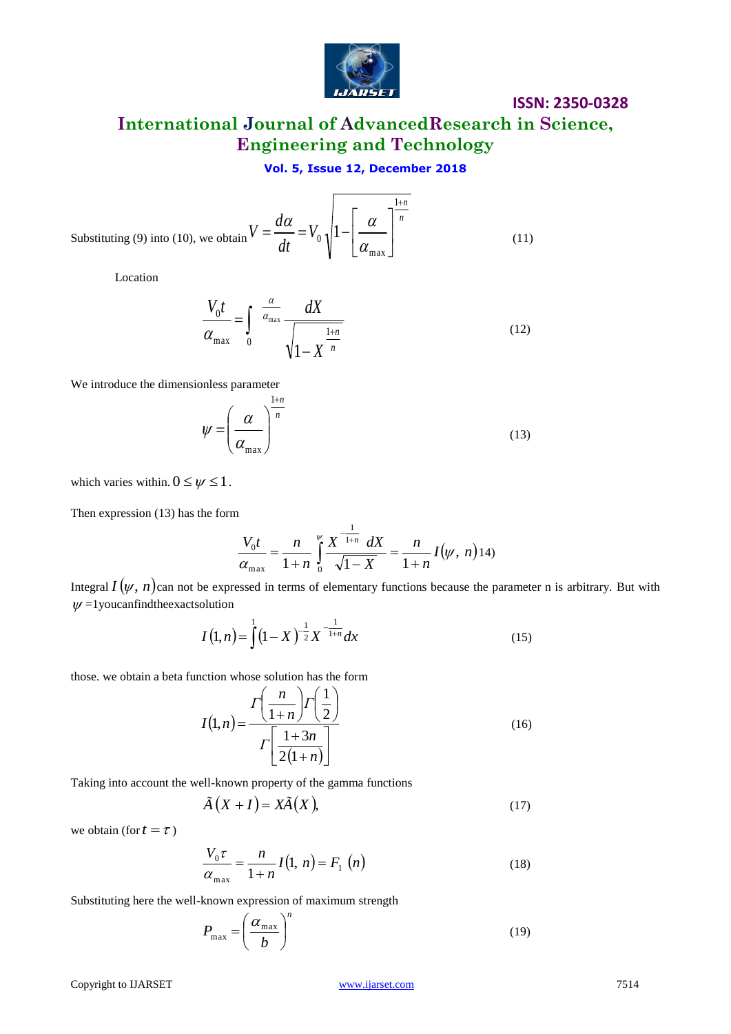Substituting (9) into (10), we obtain $V = \frac{d\alpha}{dt} = V_0 \sqrt{1 - \left[\frac{\alpha}{\alpha_{\max}}\right]^{\frac{1+n}{n}}}$ (11)

Location

$$\frac{V_0 t}{\alpha_{\max}} = \int_0^{\frac{\alpha}{\alpha_{\max}}} \frac{dX}{\sqrt{1 - X^{\frac{1+n}{n}}}} \tag{12}$$

We introduce the dimensionless parameter

$$\psi = \left(\frac{\alpha}{\alpha_{\max}}\right)^{\frac{1+n}{n}} \tag{13}$$

which varies within. $0 \le \psi \le 1$.

Then expression (13) has the form

$$\frac{V_0 t}{\alpha_{\max}} = \frac{n}{1+n} \int_0^{\psi} \frac{X^{-\frac{1}{1+n}} dX}{\sqrt{1-X}} = \frac{n}{1+n} I(\psi, n) \tag{14}$$

Integral $I(\psi, n)$ can not be expressed in terms of elementary functions because the parameter n is arbitrary. But with $\psi$ =1youcanfindtheexactsolution

$$I(1,n) = \int_0^1 (1-X)^{-\frac{1}{2}} X^{-\frac{1}{1+n}} dx \tag{15}$$

those. we obtain a beta function whose solution has the form

$$I(1,n) = \frac{\Gamma\left(\frac{n}{1+n}\right)\Gamma\left(\frac{1}{2}\right)}{\Gamma\left[\frac{1+3n}{2(1+n)}\right]} \tag{16}$$

Taking into account the well-known property of the gamma functions

$$\tilde{A}(X+I) = X\tilde{A}(X), \tag{17}$$

we obtain (for $t = \tau$)

$$\frac{V_0 \tau}{\alpha_{\max}} = \frac{n}{1+n} I(1, n) = F_1(n) \tag{18}$$

Substituting here the well-known expression of maximum strength

$$P_{\max} = \left(\frac{\alpha_{\max}}{b}\right)^n \tag{19}$$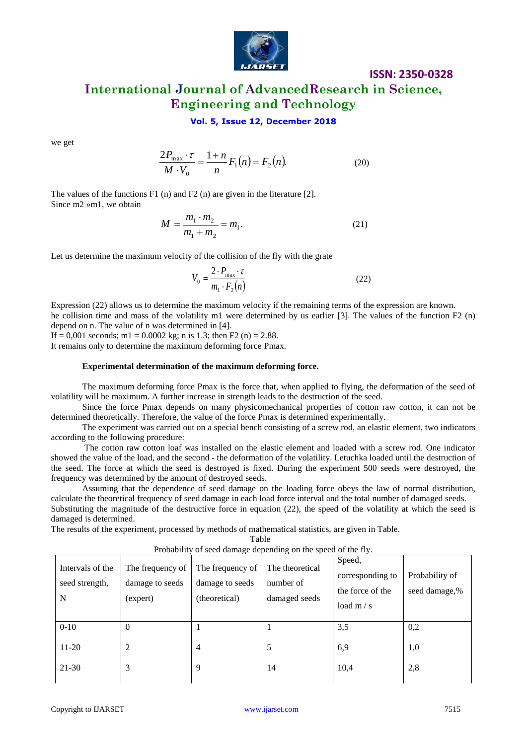we get

$$\frac{2P_{\max}\cdot\tau}{M\cdot V_0}=\frac{1+n}{n}F_1(n)=F_2(n). \quad (20)$$

The values of the functions F1 (n) and F2 (n) are given in the literature [2].
Since m2 »m1, we obtain

$$M=\frac{m_1\cdot m_2}{m_1+m_2}=m_1. \quad (21)$$

Let us determine the maximum velocity of the collision of the fly with the grate

$$V_0=\frac{2\cdot P_{\max}\cdot\tau}{m_1\cdot F_2(n)} \quad (22)$$

Expression (22) allows us to determine the maximum velocity if the remaining terms of the expression are known.
he collision time and mass of the volatility m1 were determined by us earlier [3]. The values of the function F2 (n) depend on n. The value of n was determined in [4].
If = 0,001 seconds; m1 = 0.0002 kg; n is 1.3; then F2 (n) = 2.88.
It remains only to determine the maximum deforming force Pmax.

**Experimental determination of the maximum deforming force.**

The maximum deforming force Pmax is the force that, when applied to flying, the deformation of the seed of volatility will be maximum. A further increase in strength leads to the destruction of the seed.

Since the force Pmax depends on many physicomechanical properties of cotton raw cotton, it can not be determined theoretically. Therefore, the value of the force Pmax is determined experimentally.

The experiment was carried out on a special bench consisting of a screw rod, an elastic element, two indicators according to the following procedure:

The cotton raw cotton loaf was installed on the elastic element and loaded with a screw rod. One indicator showed the value of the load, and the second - the deformation of the volatility. Letuchka loaded until the destruction of the seed. The force at which the seed is destroyed is fixed. During the experiment 500 seeds were destroyed, the frequency was determined by the amount of destroyed seeds.

Assuming that the dependence of seed damage on the loading force obeys the law of normal distribution, calculate the theoretical frequency of seed damage in each load force interval and the total number of damaged seeds.
Substituting the magnitude of the destructive force in equation (22), the speed of the volatility at which the seed is damaged is determined.
The results of the experiment, processed by methods of mathematical statistics, are given in Table.

Table
Probability of seed damage depending on the speed of the fly.

| Intervals of the seed strength, N | The frequency of damage to seeds (expert) | The frequency of damage to seeds (theoretical) | The theoretical number of damaged seeds | Speed, corresponding to the force of the load m / s | Probability of seed damage,% |
|---|---|---|---|---|---|
| 0-10 | 0 | 1 | 1 | 3,5 | 0,2 |
| 11-20 | 2 | 4 | 5 | 6,9 | 1,0 |
| 21-30 | 3 | 9 | 14 | 10,4 | 2,8 |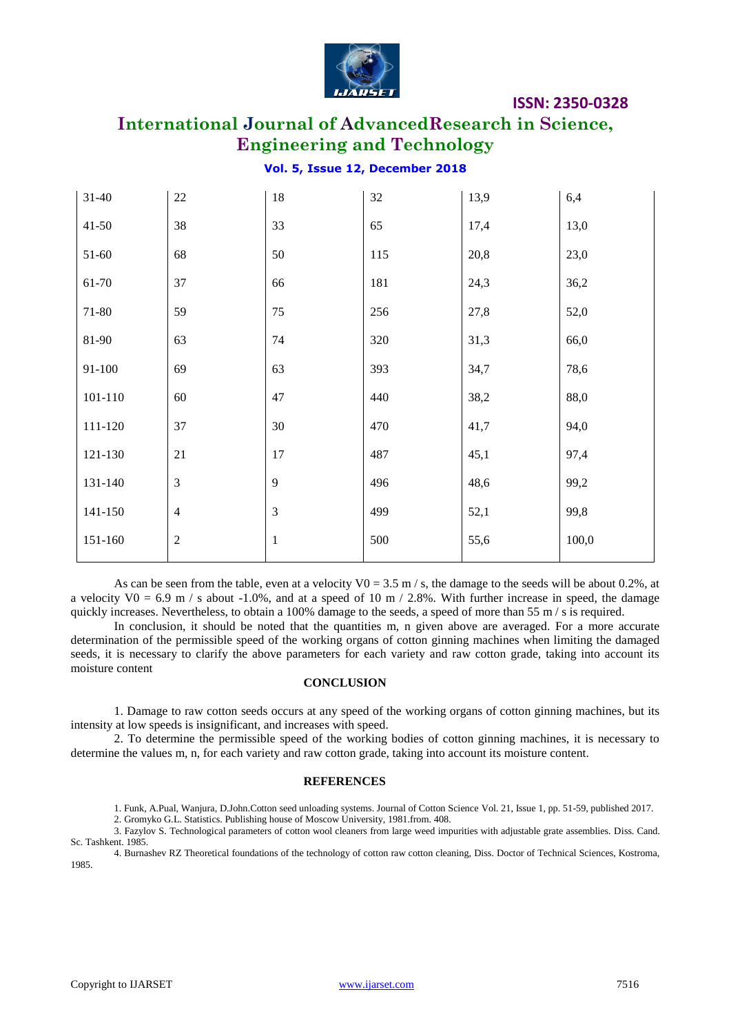| | | | | | |
|---|---|---|---|---|---|
| 31-40 | 22 | 18 | 32 | 13,9 | 6,4 |
| 41-50 | 38 | 33 | 65 | 17,4 | 13,0 |
| 51-60 | 68 | 50 | 115 | 20,8 | 23,0 |
| 61-70 | 37 | 66 | 181 | 24,3 | 36,2 |
| 71-80 | 59 | 75 | 256 | 27,8 | 52,0 |
| 81-90 | 63 | 74 | 320 | 31,3 | 66,0 |
| 91-100 | 69 | 63 | 393 | 34,7 | 78,6 |
| 101-110 | 60 | 47 | 440 | 38,2 | 88,0 |
| 111-120 | 37 | 30 | 470 | 41,7 | 94,0 |
| 121-130 | 21 | 17 | 487 | 45,1 | 97,4 |
| 131-140 | 3 | 9 | 496 | 48,6 | 99,2 |
| 141-150 | 4 | 3 | 499 | 52,1 | 99,8 |
| 151-160 | 2 | 1 | 500 | 55,6 | 100,0 |

As can be seen from the table, even at a velocity $V0 = 3.5$ m / s, the damage to the seeds will be about 0.2%, at a velocity $V0 = 6.9$ m / s about -1.0%, and at a speed of 10 m / 2.8%. With further increase in speed, the damage quickly increases. Nevertheless, to obtain a 100% damage to the seeds, a speed of more than 55 m / s is required.

In conclusion, it should be noted that the quantities m, n given above are averaged. For a more accurate determination of the permissible speed of the working organs of cotton ginning machines when limiting the damaged seeds, it is necessary to clarify the above parameters for each variety and raw cotton grade, taking into account its moisture content

## CONCLUSION

1. Damage to raw cotton seeds occurs at any speed of the working organs of cotton ginning machines, but its intensity at low speeds is insignificant, and increases with speed.

2. To determine the permissible speed of the working bodies of cotton ginning machines, it is necessary to determine the values m, n, for each variety and raw cotton grade, taking into account its moisture content.

## REFERENCES

1. Funk, A.Pual, Wanjura, D.John.Cotton seed unloading systems. Journal of Cotton Science Vol. 21, Issue 1, pp. 51-59, published 2017.
2. Gromyko G.L. Statistics. Publishing house of Moscow University, 1981.from. 408.
3. Fazylov S. Technological parameters of cotton wool cleaners from large weed impurities with adjustable grate assemblies. Diss. Cand. Sc. Tashkent. 1985.
4. Burnashev RZ Theoretical foundations of the technology of cotton raw cotton cleaning, Diss. Doctor of Technical Sciences, Kostroma, 1985.